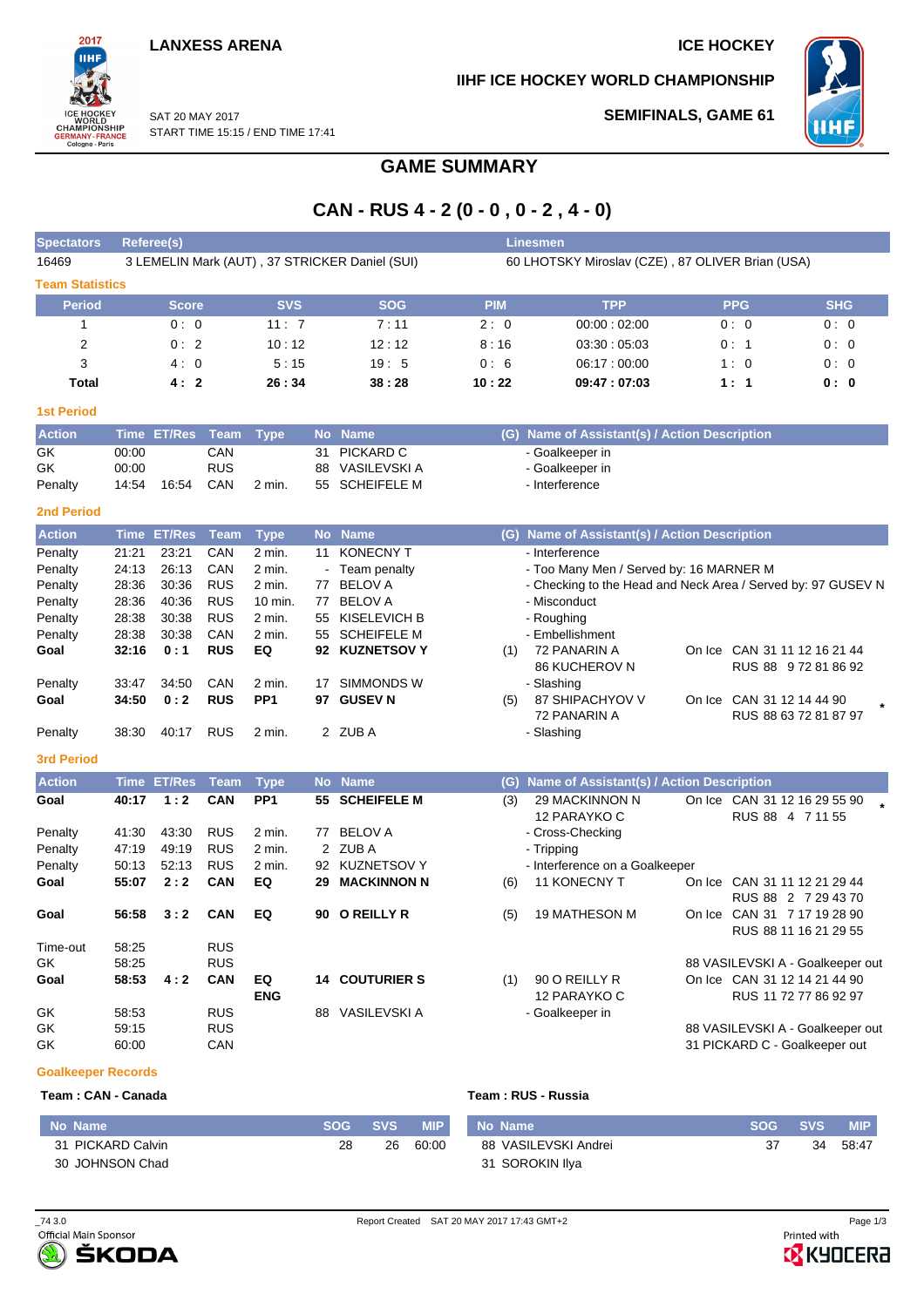**LANXESS ARENA** | **ICE HOCKEY**

**IIHF ICE HOCKEY WORLD CHAMPIONSHIP**

SAT 20 MAY 2017
START TIME 15:15 / END TIME 17:41

**SEMIFINALS, GAME 61**

# GAME SUMMARY

## CAN - RUS 4 - 2 (0 - 0 , 0 - 2 , 4 - 0)

| Spectators | Referee(s) | Linesmen |
|---|---|---|
| 16469 | 3 LEMELIN Mark (AUT) , 37 STRICKER Daniel (SUI) | 60 LHOTSKY Miroslav (CZE) , 87 OLIVER Brian (USA) |

### Team Statistics

| Period | Score | SVS | SOG | PIM | TPP | PPG | SHG |
|---|---|---|---|---|---|---|---|
| 1 | 0 : 0 | 11 : 7 | 7 : 11 | 2 : 0 | 00:00 : 02:00 | 0 : 0 | 0 : 0 |
| 2 | 0 : 2 | 10 : 12 | 12 : 12 | 8 : 16 | 03:30 : 05:03 | 0 : 1 | 0 : 0 |
| 3 | 4 : 0 | 5 : 15 | 19 : 5 | 0 : 6 | 06:17 : 00:00 | 1 : 0 | 0 : 0 |
| **Total** | **4 : 2** | **26 : 34** | **38 : 28** | **10 : 22** | **09:47 : 07:03** | **1 : 1** | **0 : 0** |

### 1st Period

| Action | Time | ET/Res | Team | Type | No | Name | (G) | Name of Assistant(s) / Action Description | |
|---|---|---|---|---|---|---|---|---|---|
| GK | 00:00 | | CAN | | 31 | PICKARD C | | - Goalkeeper in | |
| GK | 00:00 | | RUS | | 88 | VASILEVSKI A | | - Goalkeeper in | |
| Penalty | 14:54 | 16:54 | CAN | 2 min. | 55 | SCHEIFELE M | | - Interference | |

### 2nd Period

| Action | Time | ET/Res | Team | Type | No | Name | (G) | Name of Assistant(s) / Action Description | |
|---|---|---|---|---|---|---|---|---|---|
| Penalty | 21:21 | 23:21 | CAN | 2 min. | 11 | KONECNY T | | - Interference | |
| Penalty | 24:13 | 26:13 | CAN | 2 min. | - | Team penalty | | - Too Many Men / Served by: 16 MARNER M | |
| Penalty | 28:36 | 30:36 | RUS | 2 min. | 77 | BELOV A | | - Checking to the Head and Neck Area / Served by: 97 GUSEV N | |
| Penalty | 28:36 | 40:36 | RUS | 10 min. | 77 | BELOV A | | - Misconduct | |
| Penalty | 28:38 | 30:38 | RUS | 2 min. | 55 | KISELEVICH B | | - Roughing | |
| Penalty | 28:38 | 30:38 | CAN | 2 min. | 55 | SCHEIFELE M | | - Embellishment | |
| **Goal** | **32:16** | **0 : 1** | **RUS** | **EQ** | **92** | **KUZNETSOV Y** | (1) | 72 PANARIN A<br>86 KUCHEROV N | On Ice CAN 31 11 12 16 21 44<br>RUS 88 9 72 81 86 92 |
| Penalty | 33:47 | 34:50 | CAN | 2 min. | 17 | SIMMONDS W | | - Slashing | |
| **Goal** | **34:50** | **0 : 2** | **RUS** | **PP1** | **97** | **GUSEV N** | (5) | 87 SHIPACHYOV V<br>72 PANARIN A | On Ice CAN 31 12 14 44 90<br>RUS 88 63 72 81 87 97 * |
| Penalty | 38:30 | 40:17 | RUS | 2 min. | 2 | ZUB A | | - Slashing | |

### 3rd Period

| Action | Time | ET/Res | Team | Type | No | Name | (G) | Name of Assistant(s) / Action Description | |
|---|---|---|---|---|---|---|---|---|---|
| **Goal** | **40:17** | **1 : 2** | **CAN** | **PP1** | **55** | **SCHEIFELE M** | (3) | 29 MACKINNON N<br>12 PARAYKO C | On Ice CAN 31 12 16 29 55 90<br>RUS 88 4 7 11 55 * |
| Penalty | 41:30 | 43:30 | RUS | 2 min. | 77 | BELOV A | | - Cross-Checking | |
| Penalty | 47:19 | 49:19 | RUS | 2 min. | 2 | ZUB A | | - Tripping | |
| Penalty | 50:13 | 52:13 | RUS | 2 min. | 92 | KUZNETSOV Y | | - Interference on a Goalkeeper | |
| **Goal** | **55:07** | **2 : 2** | **CAN** | **EQ** | **29** | **MACKINNON N** | (6) | 11 KONECNY T | On Ice CAN 31 11 12 21 29 44<br>RUS 88 2 7 29 43 70 |
| **Goal** | **56:58** | **3 : 2** | **CAN** | **EQ** | **90** | **O REILLY R** | (5) | 19 MATHESON M | On Ice CAN 31 7 17 19 28 90<br>RUS 88 11 16 21 29 55 |
| Time-out | 58:25 | | RUS | | | | | | |
| GK | 58:25 | | RUS | | | | | | 88 VASILEVSKI A - Goalkeeper out |
| **Goal** | **58:53** | **4 : 2** | **CAN** | **EQ ENG** | **14** | **COUTURIER S** | (1) | 90 O REILLY R<br>12 PARAYKO C | On Ice CAN 31 12 14 21 44 90<br>RUS 11 72 77 86 92 97 |
| GK | 58:53 | | RUS | | 88 | VASILEVSKI A | | - Goalkeeper in | |
| GK | 59:15 | | RUS | | | | | | 88 VASILEVSKI A - Goalkeeper out |
| GK | 60:00 | | CAN | | | | | | 31 PICKARD C - Goalkeeper out |

### Goalkeeper Records

**Team : CAN - Canada**

| No Name | SOG | SVS | MIP |
|---|---|---|---|
| 31 PICKARD Calvin | 28 | 26 | 60:00 |
| 30 JOHNSON Chad | | | |

**Team : RUS - Russia**

| No Name | SOG | SVS | MIP |
|---|---|---|---|
| 88 VASILEVSKI Andrei | 37 | 34 | 58:47 |
| 31 SOROKIN Ilya | | | |

_74 3.0 | Report Created SAT 20 MAY 2017 17:43 GMT+2

Official Main Sponsor ŠKODA | Printed with KYOCERA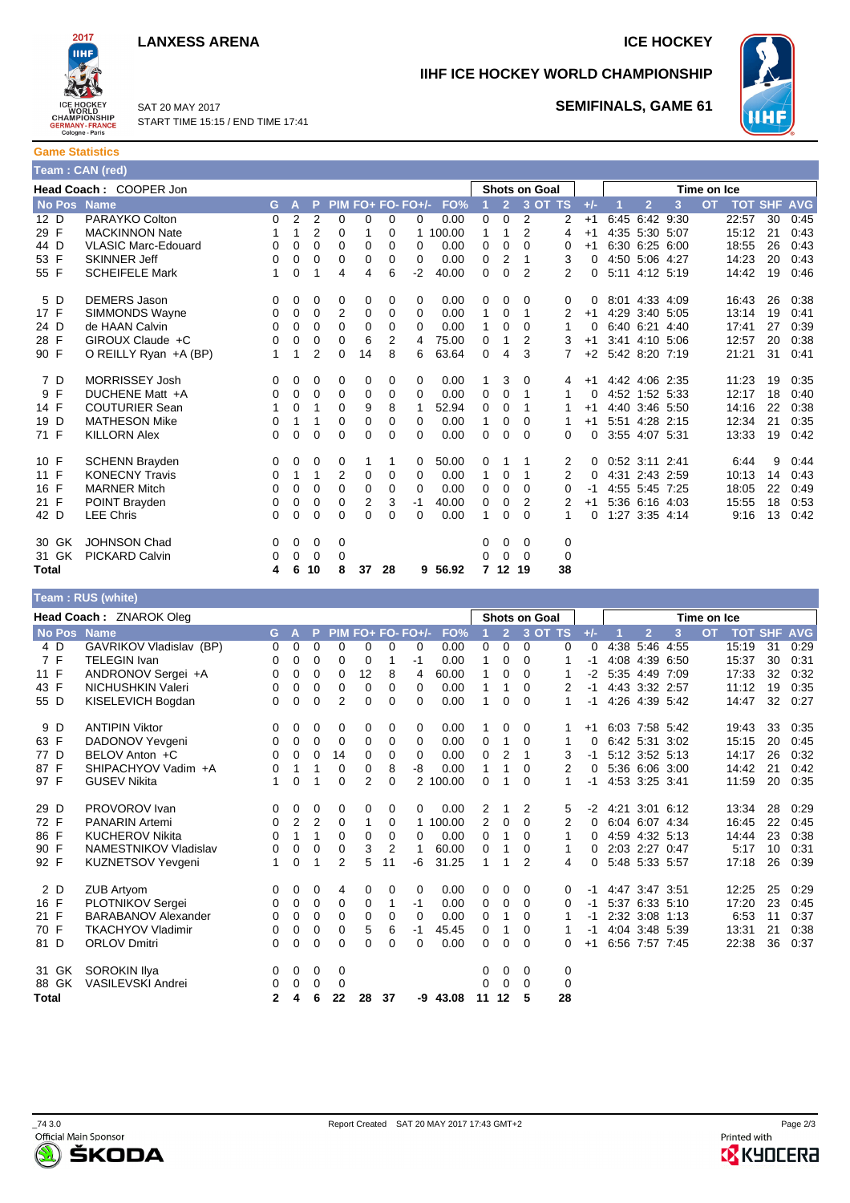**LANXESS ARENA**

**ICE HOCKEY**

**IIHF ICE HOCKEY WORLD CHAMPIONSHIP**

SAT 20 MAY 2017
START TIME 15:15 / END TIME 17:41

**SEMIFINALS, GAME 61**

## Game Statistics

### Team : CAN (red)

**Head Coach :** COOPER Jon

| No | Pos | Name | G | A | P | PIM | FO+ | FO- | FO+/- | FO% | Shots on Goal 1 | 2 | 3 | OT | TS | +/- | Time on Ice 1 | 2 | 3 | OT | TOT | SHF | AVG |
|---|---|---|---|---|---|---|---|---|---|---|---|---|---|---|---|---|---|---|---|---|---|---|---|
| 12 | D | PARAYKO Colton | 0 | 2 | 2 | 0 | 0 | 0 | 0 | 0.00 | 0 | 0 | 2 | | 2 | +1 | 6:45 | 6:42 | 9:30 | | 22:57 | 30 | 0:45 |
| 29 | F | MACKINNON Nate | 1 | 1 | 2 | 0 | 1 | 0 | 1 | 100.00 | 1 | 1 | 2 | | 4 | +1 | 4:35 | 5:30 | 5:07 | | 15:12 | 21 | 0:43 |
| 44 | D | VLASIC Marc-Edouard | 0 | 0 | 0 | 0 | 0 | 0 | 0 | 0.00 | 0 | 0 | 0 | | 0 | +1 | 6:30 | 6:25 | 6:00 | | 18:55 | 26 | 0:43 |
| 53 | F | SKINNER Jeff | 0 | 0 | 0 | 0 | 0 | 0 | 0 | 0.00 | 0 | 2 | 1 | | 3 | 0 | 4:50 | 5:06 | 4:27 | | 14:23 | 20 | 0:43 |
| 55 | F | SCHEIFELE Mark | 1 | 0 | 1 | 4 | 4 | 6 | -2 | 40.00 | 0 | 0 | 2 | | 2 | 0 | 5:11 | 4:12 | 5:19 | | 14:42 | 19 | 0:46 |
| 5 | D | DEMERS Jason | 0 | 0 | 0 | 0 | 0 | 0 | 0 | 0.00 | 0 | 0 | 0 | | 0 | 0 | 8:01 | 4:33 | 4:09 | | 16:43 | 26 | 0:38 |
| 17 | F | SIMMONDS Wayne | 0 | 0 | 0 | 2 | 0 | 0 | 0 | 0.00 | 1 | 0 | 1 | | 2 | +1 | 4:29 | 3:40 | 5:05 | | 13:14 | 19 | 0:41 |
| 24 | D | de HAAN Calvin | 0 | 0 | 0 | 0 | 0 | 0 | 0 | 0.00 | 1 | 0 | 0 | | 1 | 0 | 6:40 | 6:21 | 4:40 | | 17:41 | 27 | 0:39 |
| 28 | F | GIROUX Claude +C | 0 | 0 | 0 | 0 | 6 | 2 | 4 | 75.00 | 0 | 1 | 2 | | 3 | +1 | 3:41 | 4:10 | 5:06 | | 12:57 | 20 | 0:38 |
| 90 | F | O REILLY Ryan +A (BP) | 1 | 1 | 2 | 0 | 14 | 8 | 6 | 63.64 | 0 | 4 | 3 | | 7 | +2 | 5:42 | 8:20 | 7:19 | | 21:21 | 31 | 0:41 |
| 7 | D | MORRISSEY Josh | 0 | 0 | 0 | 0 | 0 | 0 | 0 | 0.00 | 1 | 3 | 0 | | 4 | +1 | 4:42 | 4:06 | 2:35 | | 11:23 | 19 | 0:35 |
| 9 | F | DUCHENE Matt +A | 0 | 0 | 0 | 0 | 0 | 0 | 0 | 0.00 | 0 | 0 | 1 | | 1 | 0 | 4:52 | 1:52 | 5:33 | | 12:17 | 18 | 0:40 |
| 14 | F | COUTURIER Sean | 1 | 0 | 1 | 0 | 9 | 8 | 1 | 52.94 | 0 | 0 | 1 | | 1 | +1 | 4:40 | 3:46 | 5:50 | | 14:16 | 22 | 0:38 |
| 19 | D | MATHESON Mike | 0 | 1 | 1 | 0 | 0 | 0 | 0 | 0.00 | 1 | 0 | 0 | | 1 | +1 | 5:51 | 4:28 | 2:15 | | 12:34 | 21 | 0:35 |
| 71 | F | KILLORN Alex | 0 | 0 | 0 | 0 | 0 | 0 | 0 | 0.00 | 0 | 0 | 0 | | 0 | 0 | 3:55 | 4:07 | 5:31 | | 13:33 | 19 | 0:42 |
| 10 | F | SCHENN Brayden | 0 | 0 | 0 | 0 | 1 | 1 | 0 | 50.00 | 0 | 1 | 1 | | 2 | 0 | 0:52 | 3:11 | 2:41 | | 6:44 | 9 | 0:44 |
| 11 | F | KONECNY Travis | 0 | 1 | 1 | 2 | 0 | 0 | 0 | 0.00 | 1 | 0 | 1 | | 2 | 0 | 4:31 | 2:43 | 2:59 | | 10:13 | 14 | 0:43 |
| 16 | F | MARNER Mitch | 0 | 0 | 0 | 0 | 0 | 0 | 0 | 0.00 | 0 | 0 | 0 | | 0 | -1 | 4:55 | 5:45 | 7:25 | | 18:05 | 22 | 0:49 |
| 21 | F | POINT Brayden | 0 | 0 | 0 | 0 | 2 | 3 | -1 | 40.00 | 0 | 0 | 2 | | 2 | +1 | 5:36 | 6:16 | 4:03 | | 15:55 | 18 | 0:53 |
| 42 | D | LEE Chris | 0 | 0 | 0 | 0 | 0 | 0 | 0 | 0.00 | 1 | 0 | 0 | | 1 | 0 | 1:27 | 3:35 | 4:14 | | 9:16 | 13 | 0:42 |
| 30 | GK | JOHNSON Chad | 0 | 0 | 0 | 0 | | | | | 0 | 0 | 0 | | 0 | | | | | | | | |
| 31 | GK | PICKARD Calvin | 0 | 0 | 0 | 0 | | | | | 0 | 0 | 0 | | 0 | | | | | | | | |
| **Total** | | | **4** | **6** | **10** | **8** | **37** | **28** | **9** | **56.92** | **7** | **12** | **19** | | **38** | | | | | | | | |

### Team : RUS (white)

**Head Coach :** ZNAROK Oleg

| No | Pos | Name | G | A | P | PIM | FO+ | FO- | FO+/- | FO% | Shots on Goal 1 | 2 | 3 | OT | TS | +/- | Time on Ice 1 | 2 | 3 | OT | TOT | SHF | AVG |
|---|---|---|---|---|---|---|---|---|---|---|---|---|---|---|---|---|---|---|---|---|---|---|---|
| 4 | D | GAVRIKOV Vladislav (BP) | 0 | 0 | 0 | 0 | 0 | 0 | 0 | 0.00 | 0 | 0 | 0 | | 0 | 0 | 4:38 | 5:46 | 4:55 | | 15:19 | 31 | 0:29 |
| 7 | F | TELEGIN Ivan | 0 | 0 | 0 | 0 | 0 | 1 | -1 | 0.00 | 1 | 0 | 0 | | 1 | -1 | 4:08 | 4:39 | 6:50 | | 15:37 | 30 | 0:31 |
| 11 | F | ANDRONOV Sergei +A | 0 | 0 | 0 | 0 | 12 | 8 | 4 | 60.00 | 1 | 0 | 0 | | 1 | -2 | 5:35 | 4:49 | 7:09 | | 17:33 | 32 | 0:32 |
| 43 | F | NICHUSHKIN Valeri | 0 | 0 | 0 | 0 | 0 | 0 | 0 | 0.00 | 1 | 1 | 0 | | 2 | -1 | 4:43 | 3:32 | 2:57 | | 11:12 | 19 | 0:35 |
| 55 | D | KISELEVICH Bogdan | 0 | 0 | 0 | 2 | 0 | 0 | 0 | 0.00 | 1 | 0 | 0 | | 1 | -1 | 4:26 | 4:39 | 5:42 | | 14:47 | 32 | 0:27 |
| 9 | D | ANTIPIN Viktor | 0 | 0 | 0 | 0 | 0 | 0 | 0 | 0.00 | 1 | 0 | 0 | | 1 | +1 | 6:03 | 7:58 | 5:42 | | 19:43 | 33 | 0:35 |
| 63 | F | DADONOV Yevgeni | 0 | 0 | 0 | 0 | 0 | 0 | 0 | 0.00 | 0 | 1 | 0 | | 1 | 0 | 6:42 | 5:31 | 3:02 | | 15:15 | 20 | 0:45 |
| 77 | D | BELOV Anton +C | 0 | 0 | 0 | 14 | 0 | 0 | 0 | 0.00 | 0 | 2 | 1 | | 3 | -1 | 5:12 | 3:52 | 5:13 | | 14:17 | 26 | 0:32 |
| 87 | F | SHIPACHYOV Vadim +A | 0 | 1 | 1 | 0 | 0 | 8 | -8 | 0.00 | 1 | 1 | 0 | | 2 | 0 | 5:36 | 6:06 | 3:00 | | 14:42 | 21 | 0:42 |
| 97 | F | GUSEV Nikita | 1 | 0 | 1 | 0 | 2 | 0 | 2 | 100.00 | 0 | 1 | 0 | | 1 | -1 | 4:53 | 3:25 | 3:41 | | 11:59 | 20 | 0:35 |
| 29 | D | PROVOROV Ivan | 0 | 0 | 0 | 0 | 0 | 0 | 0 | 0.00 | 2 | 1 | 2 | | 5 | -2 | 4:21 | 3:01 | 6:12 | | 13:34 | 28 | 0:29 |
| 72 | F | PANARIN Artemi | 0 | 2 | 2 | 0 | 1 | 0 | 1 | 100.00 | 2 | 0 | 0 | | 2 | 0 | 6:04 | 6:07 | 4:34 | | 16:45 | 22 | 0:45 |
| 86 | F | KUCHEROV Nikita | 0 | 1 | 1 | 0 | 0 | 0 | 0 | 0.00 | 0 | 1 | 0 | | 1 | 0 | 4:59 | 4:32 | 5:13 | | 14:44 | 23 | 0:38 |
| 90 | F | NAMESTNIKOV Vladislav | 0 | 0 | 0 | 0 | 3 | 2 | 1 | 60.00 | 0 | 1 | 0 | | 1 | 0 | 2:03 | 2:27 | 0:47 | | 5:17 | 10 | 0:31 |
| 92 | F | KUZNETSOV Yevgeni | 1 | 0 | 1 | 2 | 5 | 11 | -6 | 31.25 | 1 | 1 | 2 | | 4 | 0 | 5:48 | 5:33 | 5:57 | | 17:18 | 26 | 0:39 |
| 2 | D | ZUB Artyom | 0 | 0 | 0 | 4 | 0 | 0 | 0 | 0.00 | 0 | 0 | 0 | | 0 | -1 | 4:47 | 3:47 | 3:51 | | 12:25 | 25 | 0:29 |
| 16 | F | PLOTNIKOV Sergei | 0 | 0 | 0 | 0 | 0 | 1 | -1 | 0.00 | 0 | 0 | 0 | | 0 | -1 | 5:37 | 6:33 | 5:10 | | 17:20 | 23 | 0:45 |
| 21 | F | BARABANOV Alexander | 0 | 0 | 0 | 0 | 0 | 0 | 0 | 0.00 | 0 | 1 | 0 | | 1 | -1 | 2:32 | 3:08 | 1:13 | | 6:53 | 11 | 0:37 |
| 70 | F | TKACHYOV Vladimir | 0 | 0 | 0 | 0 | 5 | 6 | -1 | 45.45 | 0 | 1 | 0 | | 1 | -1 | 4:04 | 3:48 | 5:39 | | 13:31 | 21 | 0:38 |
| 81 | D | ORLOV Dmitri | 0 | 0 | 0 | 0 | 0 | 0 | 0 | 0.00 | 0 | 0 | 0 | | 0 | +1 | 6:56 | 7:57 | 7:45 | | 22:38 | 36 | 0:37 |
| 31 | GK | SOROKIN Ilya | 0 | 0 | 0 | 0 | | | | | 0 | 0 | 0 | | 0 | | | | | | | | |
| 88 | GK | VASILEVSKI Andrei | 0 | 0 | 0 | 0 | | | | | 0 | 0 | 0 | | 0 | | | | | | | | |
| **Total** | | | **2** | **4** | **6** | **22** | **28** | **37** | **-9** | **43.08** | **11** | **12** | **5** | | **28** | | | | | | | | |

_74 3.0 Report Created SAT 20 MAY 2017 17:43 GMT+2

Official Main Sponsor ŠKODA Printed with KYOCERA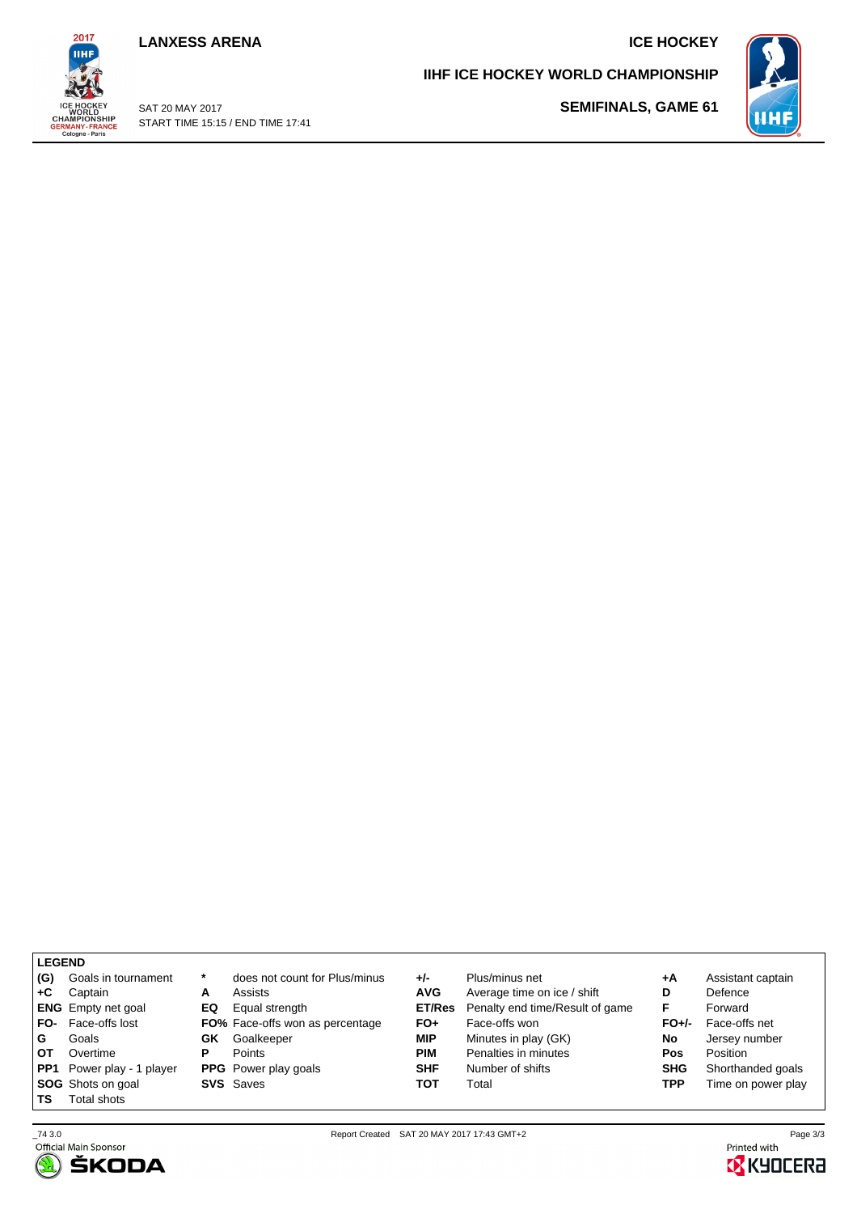## LEGEND

| | | | | | | | |
|---|---|---|---|---|---|---|---|
| **(G)** | Goals in tournament | **\*** | does not count for Plus/minus | **+/-** | Plus/minus net | **+A** | Assistant captain |
| **+C** | Captain | **A** | Assists | **AVG** | Average time on ice / shift | **D** | Defence |
| **ENG** | Empty net goal | **EQ** | Equal strength | **ET/Res** | Penalty end time/Result of game | **F** | Forward |
| **FO-** | Face-offs lost | **FO%** | Face-offs won as percentage | **FO+** | Face-offs won | **FO+/-** | Face-offs net |
| **G** | Goals | **GK** | Goalkeeper | **MIP** | Minutes in play (GK) | **No** | Jersey number |
| **OT** | Overtime | **P** | Points | **PIM** | Penalties in minutes | **Pos** | Position |
| **PP1** | Power play - 1 player | **PPG** | Power play goals | **SHF** | Number of shifts | **SHG** | Shorthanded goals |
| **SOG** | Shots on goal | **SVS** | Saves | **TOT** | Total | **TPP** | Time on power play |
| **TS** | Total shots | | | | | | |